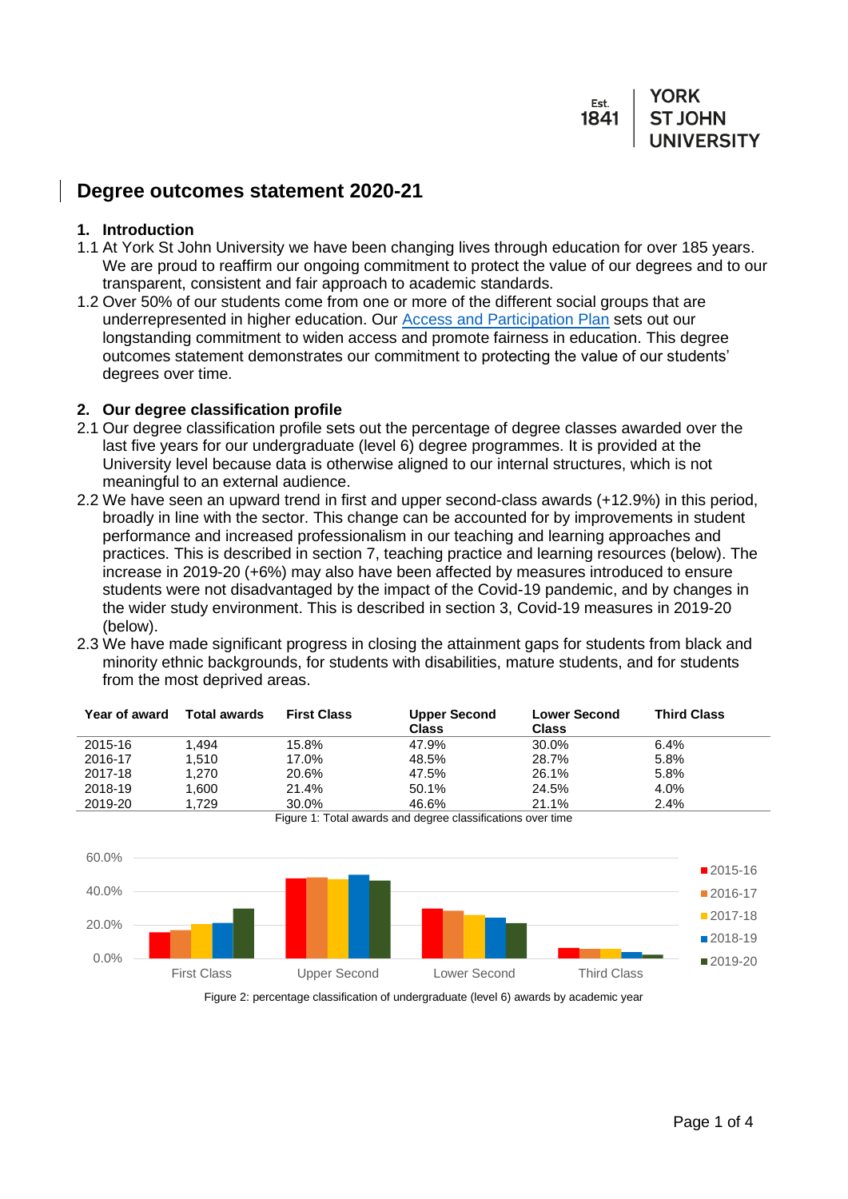# Degree outcomes statement 2020-21

## 1. Introduction

1.1 At York St John University we have been changing lives through education for over 185 years. We are proud to reaffirm our ongoing commitment to protect the value of our degrees and to our transparent, consistent and fair approach to academic standards.

1.2 Over 50% of our students come from one or more of the different social groups that are underrepresented in higher education. Our [Access and Participation Plan] sets out our longstanding commitment to widen access and promote fairness in education. This degree outcomes statement demonstrates our commitment to protecting the value of our students' degrees over time.

## 2. Our degree classification profile

2.1 Our degree classification profile sets out the percentage of degree classes awarded over the last five years for our undergraduate (level 6) degree programmes. It is provided at the University level because data is otherwise aligned to our internal structures, which is not meaningful to an external audience.

2.2 We have seen an upward trend in first and upper second-class awards (+12.9%) in this period, broadly in line with the sector. This change can be accounted for by improvements in student performance and increased professionalism in our teaching and learning approaches and practices. This is described in section 7, teaching practice and learning resources (below). The increase in 2019-20 (+6%) may also have been affected by measures introduced to ensure students were not disadvantaged by the impact of the Covid-19 pandemic, and by changes in the wider study environment. This is described in section 3, Covid-19 measures in 2019-20 (below).

2.3 We have made significant progress in closing the attainment gaps for students from black and minority ethnic backgrounds, for students with disabilities, mature students, and for students from the most deprived areas.

| Year of award | Total awards | First Class | Upper Second Class | Lower Second Class | Third Class |
|---|---|---|---|---|---|
| 2015-16 | 1,494 | 15.8% | 47.9% | 30.0% | 6.4% |
| 2016-17 | 1,510 | 17.0% | 48.5% | 28.7% | 5.8% |
| 2017-18 | 1,270 | 20.6% | 47.5% | 26.1% | 5.8% |
| 2018-19 | 1,600 | 21.4% | 50.1% | 24.5% | 4.0% |
| 2019-20 | 1,729 | 30.0% | 46.6% | 21.1% | 2.4% |

Figure 1: Total awards and degree classifications over time

Figure 2: percentage classification of undergraduate (level 6) awards by academic year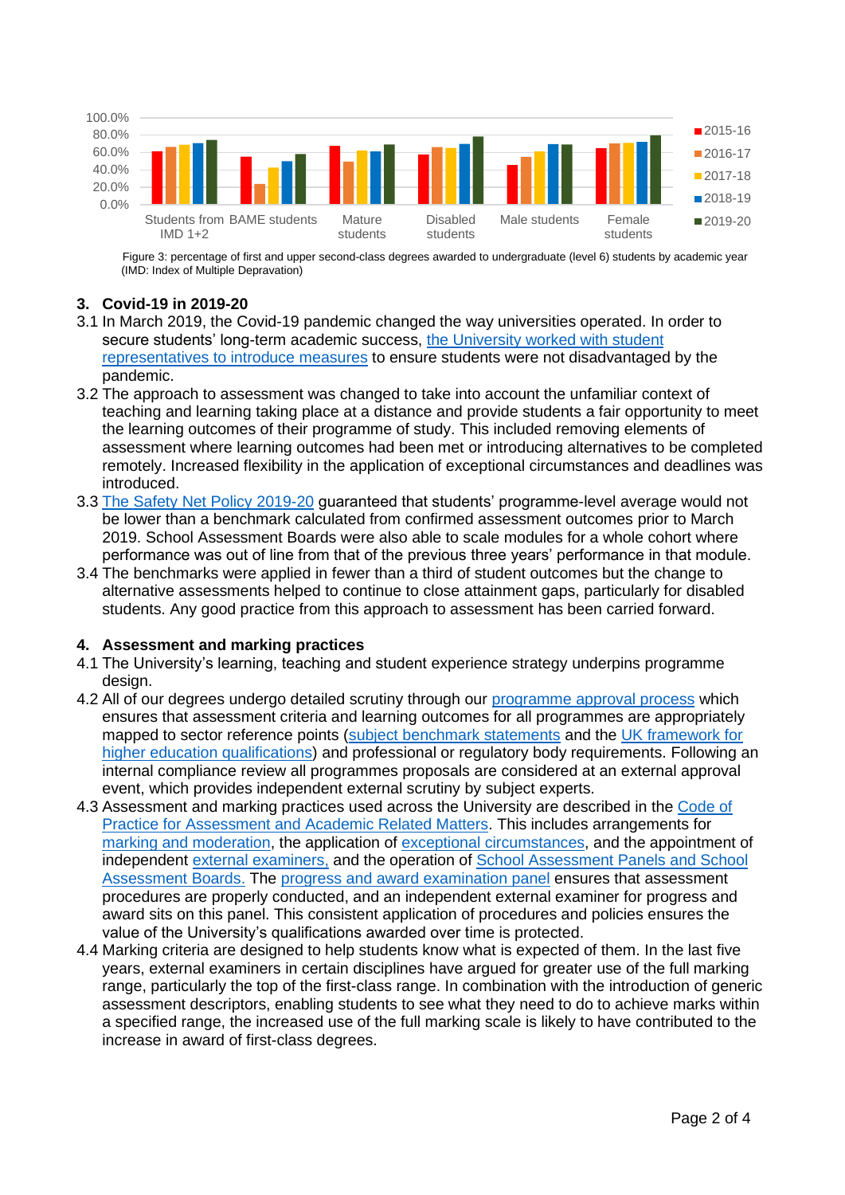Figure 3: percentage of first and upper second-class degrees awarded to undergraduate (level 6) students by academic year (IMD: Index of Multiple Depravation)

## 3. Covid-19 in 2019-20

3.1 In March 2019, the Covid-19 pandemic changed the way universities operated. In order to secure students' long-term academic success, the University worked with student representatives to introduce measures to ensure students were not disadvantaged by the pandemic.

3.2 The approach to assessment was changed to take into account the unfamiliar context of teaching and learning taking place at a distance and provide students a fair opportunity to meet the learning outcomes of their programme of study. This included removing elements of assessment where learning outcomes had been met or introducing alternatives to be completed remotely. Increased flexibility in the application of exceptional circumstances and deadlines was introduced.

3.3 The Safety Net Policy 2019-20 guaranteed that students' programme-level average would not be lower than a benchmark calculated from confirmed assessment outcomes prior to March 2019. School Assessment Boards were also able to scale modules for a whole cohort where performance was out of line from that of the previous three years' performance in that module.

3.4 The benchmarks were applied in fewer than a third of student outcomes but the change to alternative assessments helped to continue to close attainment gaps, particularly for disabled students. Any good practice from this approach to assessment has been carried forward.

## 4. Assessment and marking practices

4.1 The University's learning, teaching and student experience strategy underpins programme design.

4.2 All of our degrees undergo detailed scrutiny through our programme approval process which ensures that assessment criteria and learning outcomes for all programmes are appropriately mapped to sector reference points (subject benchmark statements and the UK framework for higher education qualifications) and professional or regulatory body requirements. Following an internal compliance review all programmes proposals are considered at an external approval event, which provides independent external scrutiny by subject experts.

4.3 Assessment and marking practices used across the University are described in the Code of Practice for Assessment and Academic Related Matters. This includes arrangements for marking and moderation, the application of exceptional circumstances, and the appointment of independent external examiners, and the operation of School Assessment Panels and School Assessment Boards. The progress and award examination panel ensures that assessment procedures are properly conducted, and an independent external examiner for progress and award sits on this panel. This consistent application of procedures and policies ensures the value of the University's qualifications awarded over time is protected.

4.4 Marking criteria are designed to help students know what is expected of them. In the last five years, external examiners in certain disciplines have argued for greater use of the full marking range, particularly the top of the first-class range. In combination with the introduction of generic assessment descriptors, enabling students to see what they need to do to achieve marks within a specified range, the increased use of the full marking scale is likely to have contributed to the increase in award of first-class degrees.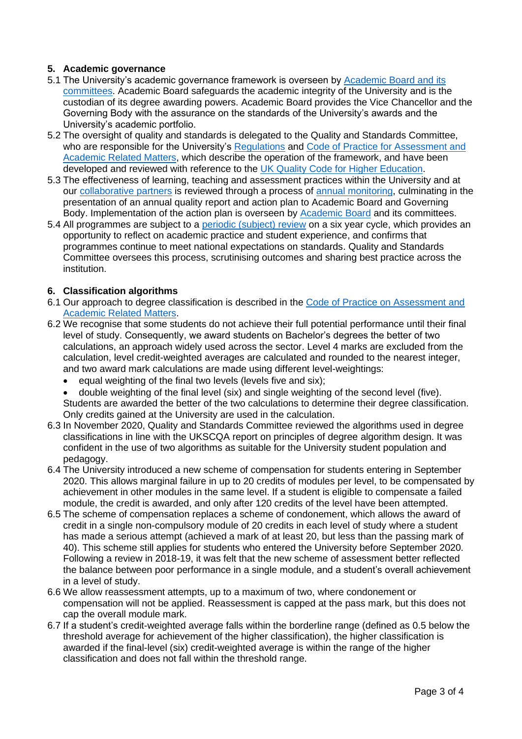## 5. Academic governance

5.1 The University's academic governance framework is overseen by Academic Board and its committees. Academic Board safeguards the academic integrity of the University and is the custodian of its degree awarding powers. Academic Board provides the Vice Chancellor and the Governing Body with the assurance on the standards of the University's awards and the University's academic portfolio.

5.2 The oversight of quality and standards is delegated to the Quality and Standards Committee, who are responsible for the University's Regulations and Code of Practice for Assessment and Academic Related Matters, which describe the operation of the framework, and have been developed and reviewed with reference to the UK Quality Code for Higher Education.

5.3 The effectiveness of learning, teaching and assessment practices within the University and at our collaborative partners is reviewed through a process of annual monitoring, culminating in the presentation of an annual quality report and action plan to Academic Board and Governing Body. Implementation of the action plan is overseen by Academic Board and its committees.

5.4 All programmes are subject to a periodic (subject) review on a six year cycle, which provides an opportunity to reflect on academic practice and student experience, and confirms that programmes continue to meet national expectations on standards. Quality and Standards Committee oversees this process, scrutinising outcomes and sharing best practice across the institution.

## 6. Classification algorithms

6.1 Our approach to degree classification is described in the Code of Practice on Assessment and Academic Related Matters.

6.2 We recognise that some students do not achieve their full potential performance until their final level of study. Consequently, we award students on Bachelor's degrees the better of two calculations, an approach widely used across the sector. Level 4 marks are excluded from the calculation, level credit-weighted averages are calculated and rounded to the nearest integer, and two award mark calculations are made using different level-weightings:

- equal weighting of the final two levels (levels five and six);
- double weighting of the final level (six) and single weighting of the second level (five).

Students are awarded the better of the two calculations to determine their degree classification. Only credits gained at the University are used in the calculation.

6.3 In November 2020, Quality and Standards Committee reviewed the algorithms used in degree classifications in line with the UKSCQA report on principles of degree algorithm design. It was confident in the use of two algorithms as suitable for the University student population and pedagogy.

6.4 The University introduced a new scheme of compensation for students entering in September 2020. This allows marginal failure in up to 20 credits of modules per level, to be compensated by achievement in other modules in the same level. If a student is eligible to compensate a failed module, the credit is awarded, and only after 120 credits of the level have been attempted.

6.5 The scheme of compensation replaces a scheme of condonement, which allows the award of credit in a single non-compulsory module of 20 credits in each level of study where a student has made a serious attempt (achieved a mark of at least 20, but less than the passing mark of 40). This scheme still applies for students who entered the University before September 2020. Following a review in 2018-19, it was felt that the new scheme of assessment better reflected the balance between poor performance in a single module, and a student's overall achievement in a level of study.

6.6 We allow reassessment attempts, up to a maximum of two, where condonement or compensation will not be applied. Reassessment is capped at the pass mark, but this does not cap the overall module mark.

6.7 If a student's credit-weighted average falls within the borderline range (defined as 0.5 below the threshold average for achievement of the higher classification), the higher classification is awarded if the final-level (six) credit-weighted average is within the range of the higher classification and does not fall within the threshold range.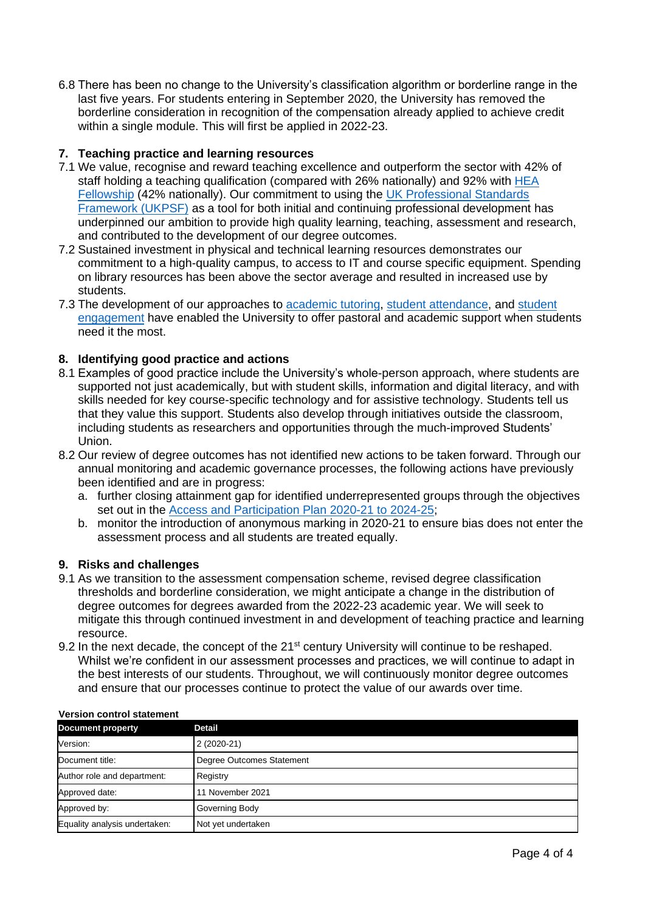6.8 There has been no change to the University's classification algorithm or borderline range in the last five years. For students entering in September 2020, the University has removed the borderline consideration in recognition of the compensation already applied to achieve credit within a single module. This will first be applied in 2022-23.

## 7. Teaching practice and learning resources

7.1 We value, recognise and reward teaching excellence and outperform the sector with 42% of staff holding a teaching qualification (compared with 26% nationally) and 92% with HEA Fellowship (42% nationally). Our commitment to using the UK Professional Standards Framework (UKPSF) as a tool for both initial and continuing professional development has underpinned our ambition to provide high quality learning, teaching, assessment and research, and contributed to the development of our degree outcomes.

7.2 Sustained investment in physical and technical learning resources demonstrates our commitment to a high-quality campus, to access to IT and course specific equipment. Spending on library resources has been above the sector average and resulted in increased use by students.

7.3 The development of our approaches to academic tutoring, student attendance, and student engagement have enabled the University to offer pastoral and academic support when students need it the most.

## 8. Identifying good practice and actions

8.1 Examples of good practice include the University's whole-person approach, where students are supported not just academically, but with student skills, information and digital literacy, and with skills needed for key course-specific technology and for assistive technology. Students tell us that they value this support. Students also develop through initiatives outside the classroom, including students as researchers and opportunities through the much-improved Students' Union.

8.2 Our review of degree outcomes has not identified new actions to be taken forward. Through our annual monitoring and academic governance processes, the following actions have previously been identified and are in progress:

a. further closing attainment gap for identified underrepresented groups through the objectives set out in the Access and Participation Plan 2020-21 to 2024-25;

b. monitor the introduction of anonymous marking in 2020-21 to ensure bias does not enter the assessment process and all students are treated equally.

## 9. Risks and challenges

9.1 As we transition to the assessment compensation scheme, revised degree classification thresholds and borderline consideration, we might anticipate a change in the distribution of degree outcomes for degrees awarded from the 2022-23 academic year. We will seek to mitigate this through continued investment in and development of teaching practice and learning resource.

9.2 In the next decade, the concept of the 21st century University will continue to be reshaped. Whilst we're confident in our assessment processes and practices, we will continue to adapt in the best interests of our students. Throughout, we will continuously monitor degree outcomes and ensure that our processes continue to protect the value of our awards over time.

**Version control statement**

| Document property | Detail |
|---|---|
| Version: | 2 (2020-21) |
| Document title: | Degree Outcomes Statement |
| Author role and department: | Registry |
| Approved date: | 11 November 2021 |
| Approved by: | Governing Body |
| Equality analysis undertaken: | Not yet undertaken |